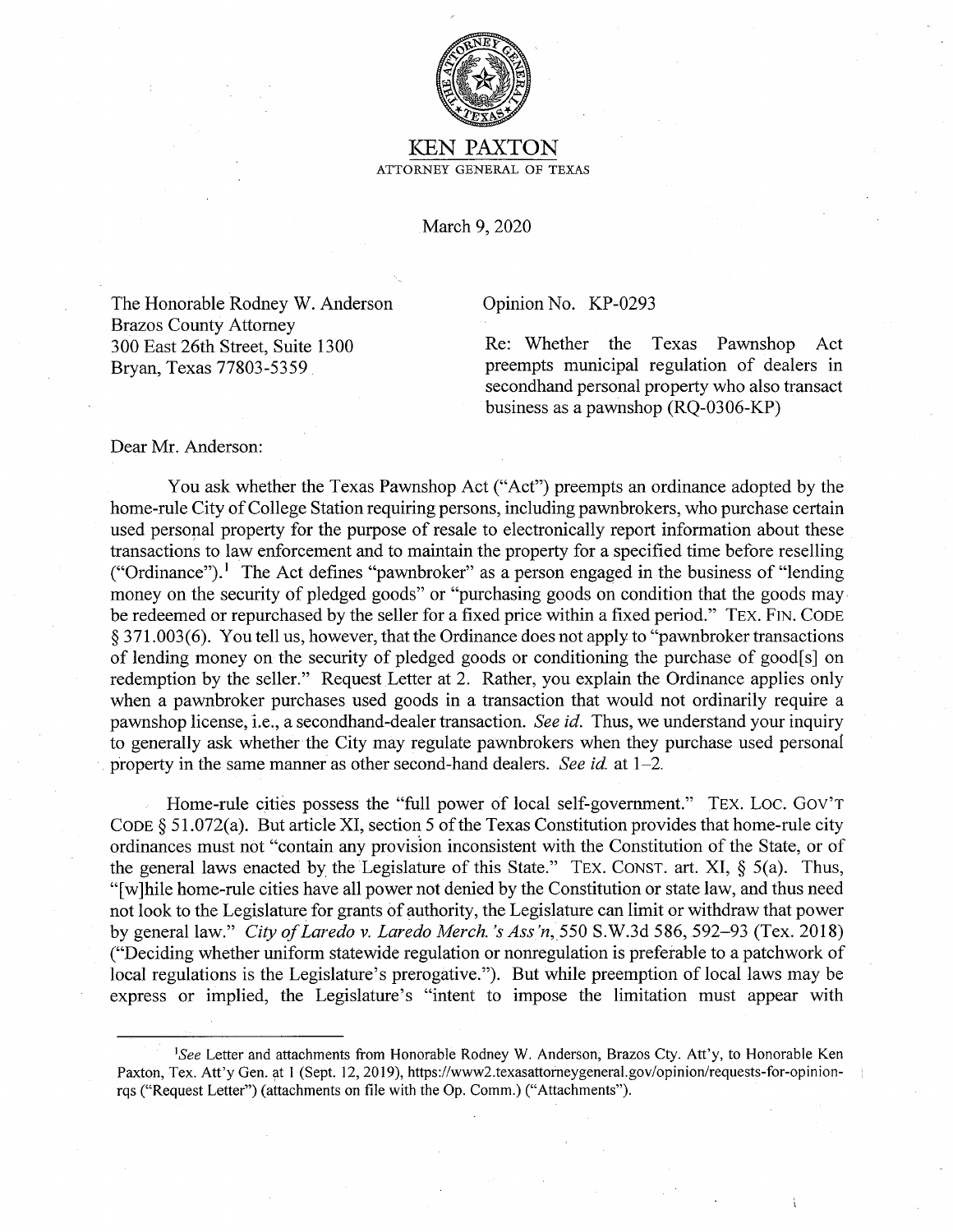# KEN PAXTON

ATTORNEY GENERAL OF TEXAS

March 9, 2020

The Honorable Rodney W. Anderson
Brazos County Attorney
300 East 26th Street, Suite 1300
Bryan, Texas 77803-5359

Opinion No. KP-0293

Re: Whether the Texas Pawnshop Act preempts municipal regulation of dealers in secondhand personal property who also transact business as a pawnshop (RQ-0306-KP)

Dear Mr. Anderson:

You ask whether the Texas Pawnshop Act ("Act") preempts an ordinance adopted by the home-rule City of College Station requiring persons, including pawnbrokers, who purchase certain used personal property for the purpose of resale to electronically report information about these transactions to law enforcement and to maintain the property for a specified time before reselling ("Ordinance").[1] The Act defines "pawnbroker" as a person engaged in the business of "lending money on the security of pledged goods" or "purchasing goods on condition that the goods may be redeemed or repurchased by the seller for a fixed price within a fixed period." TEX. FIN. CODE § 371.003(6). You tell us, however, that the Ordinance does not apply to "pawnbroker transactions of lending money on the security of pledged goods or conditioning the purchase of good[s] on redemption by the seller." Request Letter at 2. Rather, you explain the Ordinance applies only when a pawnbroker purchases used goods in a transaction that would not ordinarily require a pawnshop license, i.e., a secondhand-dealer transaction. *See id.* Thus, we understand your inquiry to generally ask whether the City may regulate pawnbrokers when they purchase used personal property in the same manner as other second-hand dealers. *See id.* at 1–2.

Home-rule cities possess the "full power of local self-government." TEX. LOC. GOV'T CODE § 51.072(a). But article XI, section 5 of the Texas Constitution provides that home-rule city ordinances must not "contain any provision inconsistent with the Constitution of the State, or of the general laws enacted by the Legislature of this State." TEX. CONST. art. XI, § 5(a). Thus, "[w]hile home-rule cities have all power not denied by the Constitution or state law, and thus need not look to the Legislature for grants of authority, the Legislature can limit or withdraw that power by general law." *City of Laredo v. Laredo Merch.'s Ass'n*, 550 S.W.3d 586, 592–93 (Tex. 2018) ("Deciding whether uniform statewide regulation or nonregulation is preferable to a patchwork of local regulations is the Legislature's prerogative."). But while preemption of local laws may be express or implied, the Legislature's "intent to impose the limitation must appear with

---

[1] *See* Letter and attachments from Honorable Rodney W. Anderson, Brazos Cty. Att'y, to Honorable Ken Paxton, Tex. Att'y Gen. at 1 (Sept. 12, 2019), https://www2.texasattorneygeneral.gov/opinion/requests-for-opinion-rqs ("Request Letter") (attachments on file with the Op. Comm.) ("Attachments").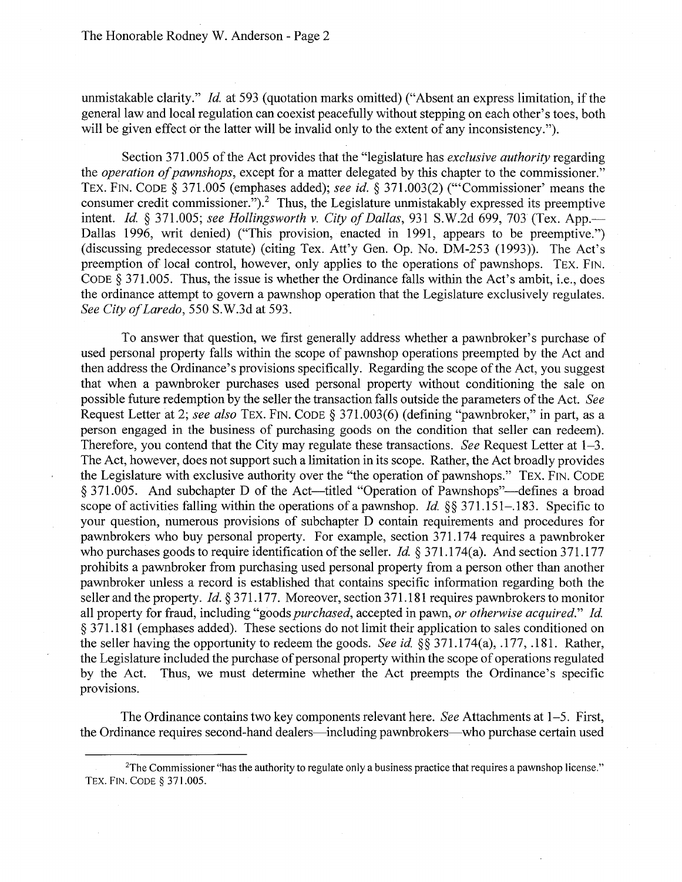unmistakable clarity." *Id.* at 593 (quotation marks omitted) ("Absent an express limitation, if the general law and local regulation can coexist peacefully without stepping on each other's toes, both will be given effect or the latter will be invalid only to the extent of any inconsistency.").

Section 371.005 of the Act provides that the "legislature has *exclusive authority* regarding the *operation of pawnshops*, except for a matter delegated by this chapter to the commissioner." TEX. FIN. CODE § 371.005 (emphases added); *see id.* § 371.003(2) ("'Commissioner' means the consumer credit commissioner.").[2] Thus, the Legislature unmistakably expressed its preemptive intent. *Id.* § 371.005; *see Hollingsworth v. City of Dallas*, 931 S.W.2d 699, 703 (Tex. App.—Dallas 1996, writ denied) ("This provision, enacted in 1991, appears to be preemptive.") (discussing predecessor statute) (citing Tex. Att'y Gen. Op. No. DM-253 (1993)). The Act's preemption of local control, however, only applies to the operations of pawnshops. TEX. FIN. CODE § 371.005. Thus, the issue is whether the Ordinance falls within the Act's ambit, i.e., does the ordinance attempt to govern a pawnshop operation that the Legislature exclusively regulates. *See City of Laredo*, 550 S.W.3d at 593.

To answer that question, we first generally address whether a pawnbroker's purchase of used personal property falls within the scope of pawnshop operations preempted by the Act and then address the Ordinance's provisions specifically. Regarding the scope of the Act, you suggest that when a pawnbroker purchases used personal property without conditioning the sale on possible future redemption by the seller the transaction falls outside the parameters of the Act. *See* Request Letter at 2; *see also* TEX. FIN. CODE § 371.003(6) (defining "pawnbroker," in part, as a person engaged in the business of purchasing goods on the condition that seller can redeem). Therefore, you contend that the City may regulate these transactions. *See* Request Letter at 1–3. The Act, however, does not support such a limitation in its scope. Rather, the Act broadly provides the Legislature with exclusive authority over the "the operation of pawnshops." TEX. FIN. CODE § 371.005. And subchapter D of the Act—titled "Operation of Pawnshops"—defines a broad scope of activities falling within the operations of a pawnshop. *Id.* §§ 371.151–.183. Specific to your question, numerous provisions of subchapter D contain requirements and procedures for pawnbrokers who buy personal property. For example, section 371.174 requires a pawnbroker who purchases goods to require identification of the seller. *Id.* § 371.174(a). And section 371.177 prohibits a pawnbroker from purchasing used personal property from a person other than another pawnbroker unless a record is established that contains specific information regarding both the seller and the property. *Id.* § 371.177. Moreover, section 371.181 requires pawnbrokers to monitor all property for fraud, including "goods *purchased*, accepted in pawn, *or otherwise acquired*." *Id.* § 371.181 (emphases added). These sections do not limit their application to sales conditioned on the seller having the opportunity to redeem the goods. *See id.* §§ 371.174(a), .177, .181. Rather, the Legislature included the purchase of personal property within the scope of operations regulated by the Act. Thus, we must determine whether the Act preempts the Ordinance's specific provisions.

The Ordinance contains two key components relevant here. *See* Attachments at 1–5. First, the Ordinance requires second-hand dealers—including pawnbrokers—who purchase certain used

---

[2]The Commissioner "has the authority to regulate only a business practice that requires a pawnshop license." TEX. FIN. CODE § 371.005.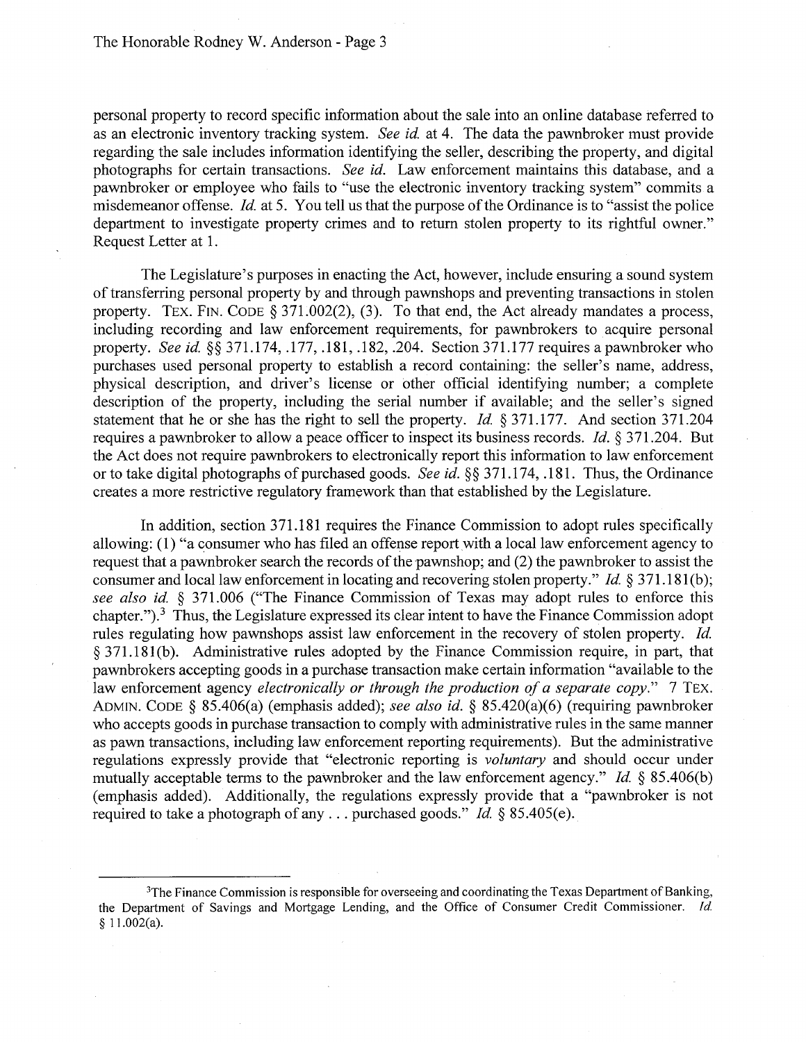personal property to record specific information about the sale into an online database referred to as an electronic inventory tracking system. *See id.* at 4. The data the pawnbroker must provide regarding the sale includes information identifying the seller, describing the property, and digital photographs for certain transactions. *See id.* Law enforcement maintains this database, and a pawnbroker or employee who fails to "use the electronic inventory tracking system" commits a misdemeanor offense. *Id.* at 5. You tell us that the purpose of the Ordinance is to "assist the police department to investigate property crimes and to return stolen property to its rightful owner." Request Letter at 1.

The Legislature's purposes in enacting the Act, however, include ensuring a sound system of transferring personal property by and through pawnshops and preventing transactions in stolen property. TEX. FIN. CODE § 371.002(2), (3). To that end, the Act already mandates a process, including recording and law enforcement requirements, for pawnbrokers to acquire personal property. *See id.* §§ 371.174, .177, .181, .182, .204. Section 371.177 requires a pawnbroker who purchases used personal property to establish a record containing: the seller's name, address, physical description, and driver's license or other official identifying number; a complete description of the property, including the serial number if available; and the seller's signed statement that he or she has the right to sell the property. *Id.* § 371.177. And section 371.204 requires a pawnbroker to allow a peace officer to inspect its business records. *Id.* § 371.204. But the Act does not require pawnbrokers to electronically report this information to law enforcement or to take digital photographs of purchased goods. *See id.* §§ 371.174, .181. Thus, the Ordinance creates a more restrictive regulatory framework than that established by the Legislature.

In addition, section 371.181 requires the Finance Commission to adopt rules specifically allowing: (1) "a consumer who has filed an offense report with a local law enforcement agency to request that a pawnbroker search the records of the pawnshop; and (2) the pawnbroker to assist the consumer and local law enforcement in locating and recovering stolen property." *Id.* § 371.181(b); *see also id.* § 371.006 ("The Finance Commission of Texas may adopt rules to enforce this chapter.").[3] Thus, the Legislature expressed its clear intent to have the Finance Commission adopt rules regulating how pawnshops assist law enforcement in the recovery of stolen property. *Id.* § 371.181(b). Administrative rules adopted by the Finance Commission require, in part, that pawnbrokers accepting goods in a purchase transaction make certain information "available to the law enforcement agency *electronically or through the production of a separate copy*." 7 TEX. ADMIN. CODE § 85.406(a) (emphasis added); *see also id.* § 85.420(a)(6) (requiring pawnbroker who accepts goods in purchase transaction to comply with administrative rules in the same manner as pawn transactions, including law enforcement reporting requirements). But the administrative regulations expressly provide that "electronic reporting is *voluntary* and should occur under mutually acceptable terms to the pawnbroker and the law enforcement agency." *Id.* § 85.406(b) (emphasis added). Additionally, the regulations expressly provide that a "pawnbroker is not required to take a photograph of any . . . purchased goods." *Id.* § 85.405(e).

---

[3]The Finance Commission is responsible for overseeing and coordinating the Texas Department of Banking, the Department of Savings and Mortgage Lending, and the Office of Consumer Credit Commissioner. *Id.* § 11.002(a).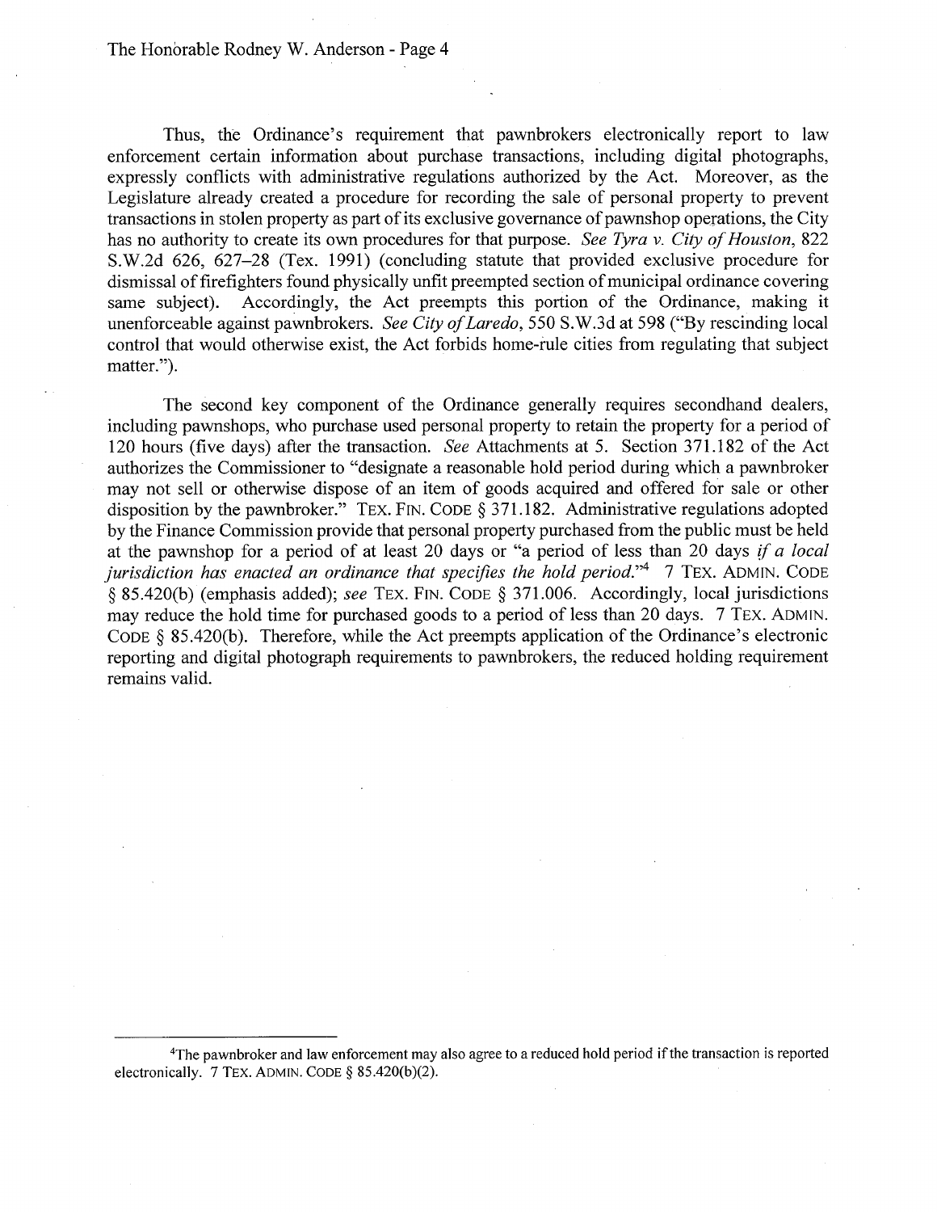Thus, the Ordinance's requirement that pawnbrokers electronically report to law enforcement certain information about purchase transactions, including digital photographs, expressly conflicts with administrative regulations authorized by the Act. Moreover, as the Legislature already created a procedure for recording the sale of personal property to prevent transactions in stolen property as part of its exclusive governance of pawnshop operations, the City has no authority to create its own procedures for that purpose. *See Tyra v. City of Houston*, 822 S.W.2d 626, 627–28 (Tex. 1991) (concluding statute that provided exclusive procedure for dismissal of firefighters found physically unfit preempted section of municipal ordinance covering same subject). Accordingly, the Act preempts this portion of the Ordinance, making it unenforceable against pawnbrokers. *See City of Laredo*, 550 S.W.3d at 598 ("By rescinding local control that would otherwise exist, the Act forbids home-rule cities from regulating that subject matter.").

The second key component of the Ordinance generally requires secondhand dealers, including pawnshops, who purchase used personal property to retain the property for a period of 120 hours (five days) after the transaction. *See* Attachments at 5. Section 371.182 of the Act authorizes the Commissioner to "designate a reasonable hold period during which a pawnbroker may not sell or otherwise dispose of an item of goods acquired and offered for sale or other disposition by the pawnbroker." TEX. FIN. CODE § 371.182. Administrative regulations adopted by the Finance Commission provide that personal property purchased from the public must be held at the pawnshop for a period of at least 20 days or "a period of less than 20 days *if a local jurisdiction has enacted an ordinance that specifies the hold period*."[4] 7 TEX. ADMIN. CODE § 85.420(b) (emphasis added); *see* TEX. FIN. CODE § 371.006. Accordingly, local jurisdictions may reduce the hold time for purchased goods to a period of less than 20 days. 7 TEX. ADMIN. CODE § 85.420(b). Therefore, while the Act preempts application of the Ordinance's electronic reporting and digital photograph requirements to pawnbrokers, the reduced holding requirement remains valid.

---

[4] The pawnbroker and law enforcement may also agree to a reduced hold period if the transaction is reported electronically. 7 TEX. ADMIN. CODE § 85.420(b)(2).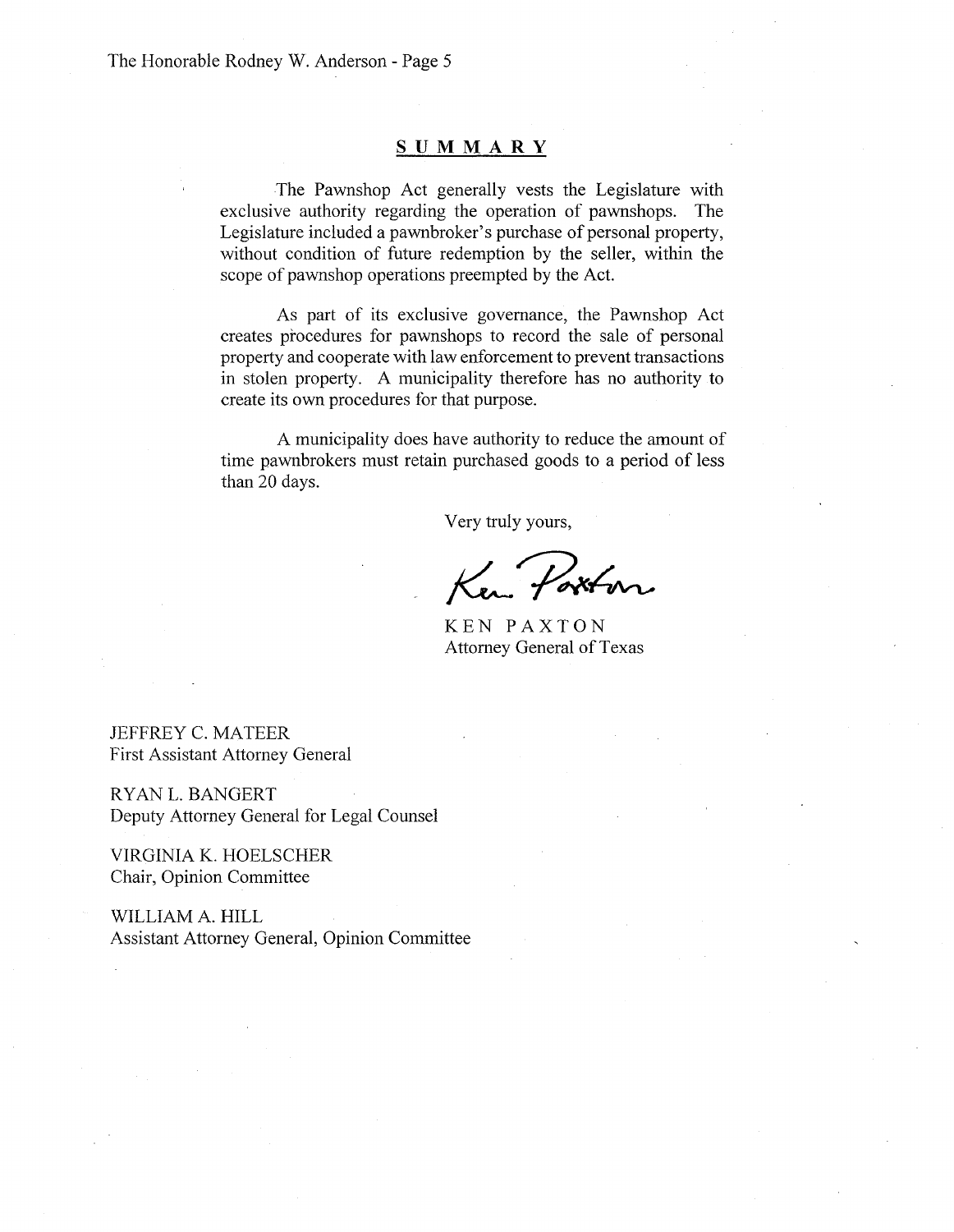## SUMMARY

The Pawnshop Act generally vests the Legislature with exclusive authority regarding the operation of pawnshops. The Legislature included a pawnbroker's purchase of personal property, without condition of future redemption by the seller, within the scope of pawnshop operations preempted by the Act.

As part of its exclusive governance, the Pawnshop Act creates procedures for pawnshops to record the sale of personal property and cooperate with law enforcement to prevent transactions in stolen property. A municipality therefore has no authority to create its own procedures for that purpose.

A municipality does have authority to reduce the amount of time pawnbrokers must retain purchased goods to a period of less than 20 days.

Very truly yours,

Ken Paxton

KEN PAXTON
Attorney General of Texas

JEFFREY C. MATEER
First Assistant Attorney General

RYAN L. BANGERT
Deputy Attorney General for Legal Counsel

VIRGINIA K. HOELSCHER
Chair, Opinion Committee

WILLIAM A. HILL
Assistant Attorney General, Opinion Committee